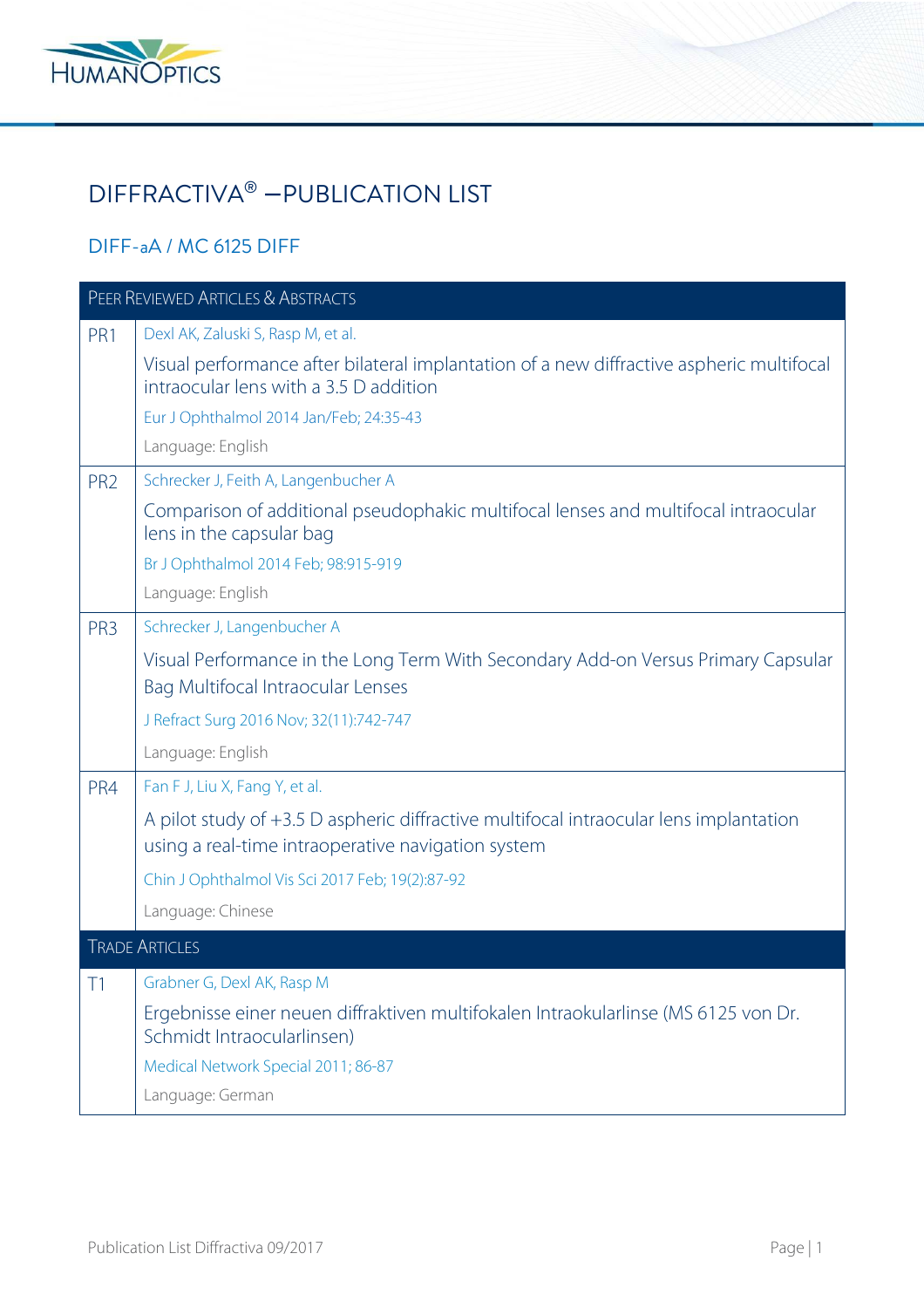# DIFFRACTIVA® –PUBLICATION LIST

## DIFF-aA / MC 6125 DIFF

| PEER REVIEWED ARTICLES & ABSTRACTS | |
|---|---|
| PR1 | Dexl AK, Zaluski S, Rasp M, et al.<br>Visual performance after bilateral implantation of a new diffractive aspheric multifocal intraocular lens with a 3.5 D addition<br>Eur J Ophthalmol 2014 Jan/Feb; 24:35-43<br>Language: English |
| PR2 | Schrecker J, Feith A, Langenbucher A<br>Comparison of additional pseudophakic multifocal lenses and multifocal intraocular lens in the capsular bag<br>Br J Ophthalmol 2014 Feb; 98:915-919<br>Language: English |
| PR3 | Schrecker J, Langenbucher A<br>Visual Performance in the Long Term With Secondary Add-on Versus Primary Capsular Bag Multifocal Intraocular Lenses<br>J Refract Surg 2016 Nov; 32(11):742-747<br>Language: English |
| PR4 | Fan F J, Liu X, Fang Y, et al.<br>A pilot study of +3.5 D aspheric diffractive multifocal intraocular lens implantation using a real-time intraoperative navigation system<br>Chin J Ophthalmol Vis Sci 2017 Feb; 19(2):87-92<br>Language: Chinese |
| **TRADE ARTICLES** | |
| T1 | Grabner G, Dexl AK, Rasp M<br>Ergebnisse einer neuen diffraktiven multifokalen Intraokularlinse (MS 6125 von Dr. Schmidt Intraocularlinsen)<br>Medical Network Special 2011; 86-87<br>Language: German |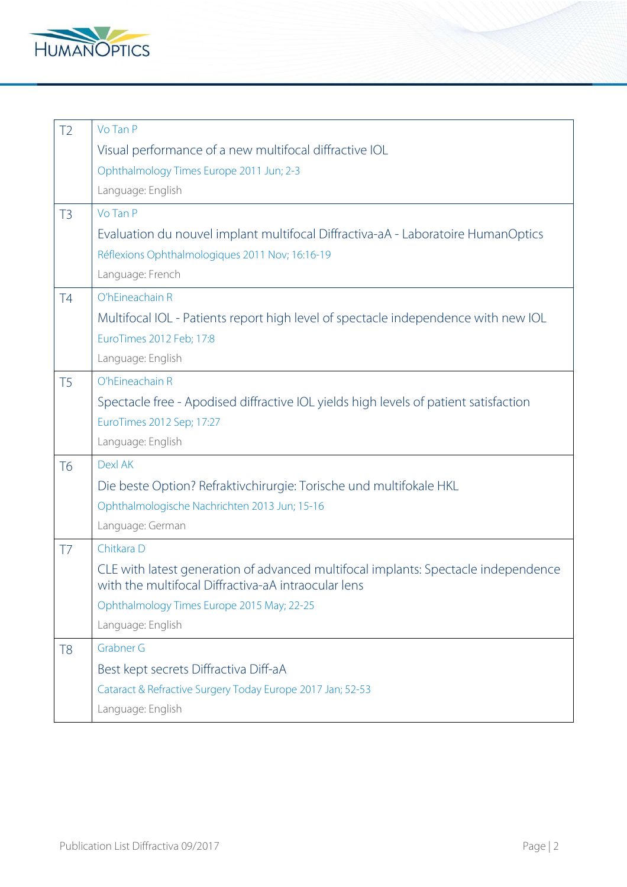| | |
|---|---|
| T2 | Vo Tan P<br>Visual performance of a new multifocal diffractive IOL<br>Ophthalmology Times Europe 2011 Jun; 2-3<br>Language: English |
| T3 | Vo Tan P<br>Evaluation du nouvel implant multifocal Diffractiva-aA - Laboratoire HumanOptics<br>Réflexions Ophthalmologiques 2011 Nov; 16:16-19<br>Language: French |
| T4 | O'hEineachain R<br>Multifocal IOL - Patients report high level of spectacle independence with new IOL<br>EuroTimes 2012 Feb; 17:8<br>Language: English |
| T5 | O'hEineachain R<br>Spectacle free - Apodised diffractive IOL yields high levels of patient satisfaction<br>EuroTimes 2012 Sep; 17:27<br>Language: English |
| T6 | Dexl AK<br>Die beste Option? Refraktivchirurgie: Torische und multifokale HKL<br>Ophthalmologische Nachrichten 2013 Jun; 15-16<br>Language: German |
| T7 | Chitkara D<br>CLE with latest generation of advanced multifocal implants: Spectacle independence with the multifocal Diffractiva-aA intraocular lens<br>Ophthalmology Times Europe 2015 May; 22-25<br>Language: English |
| T8 | Grabner G<br>Best kept secrets Diffractiva Diff-aA<br>Cataract & Refractive Surgery Today Europe 2017 Jan; 52-53<br>Language: English |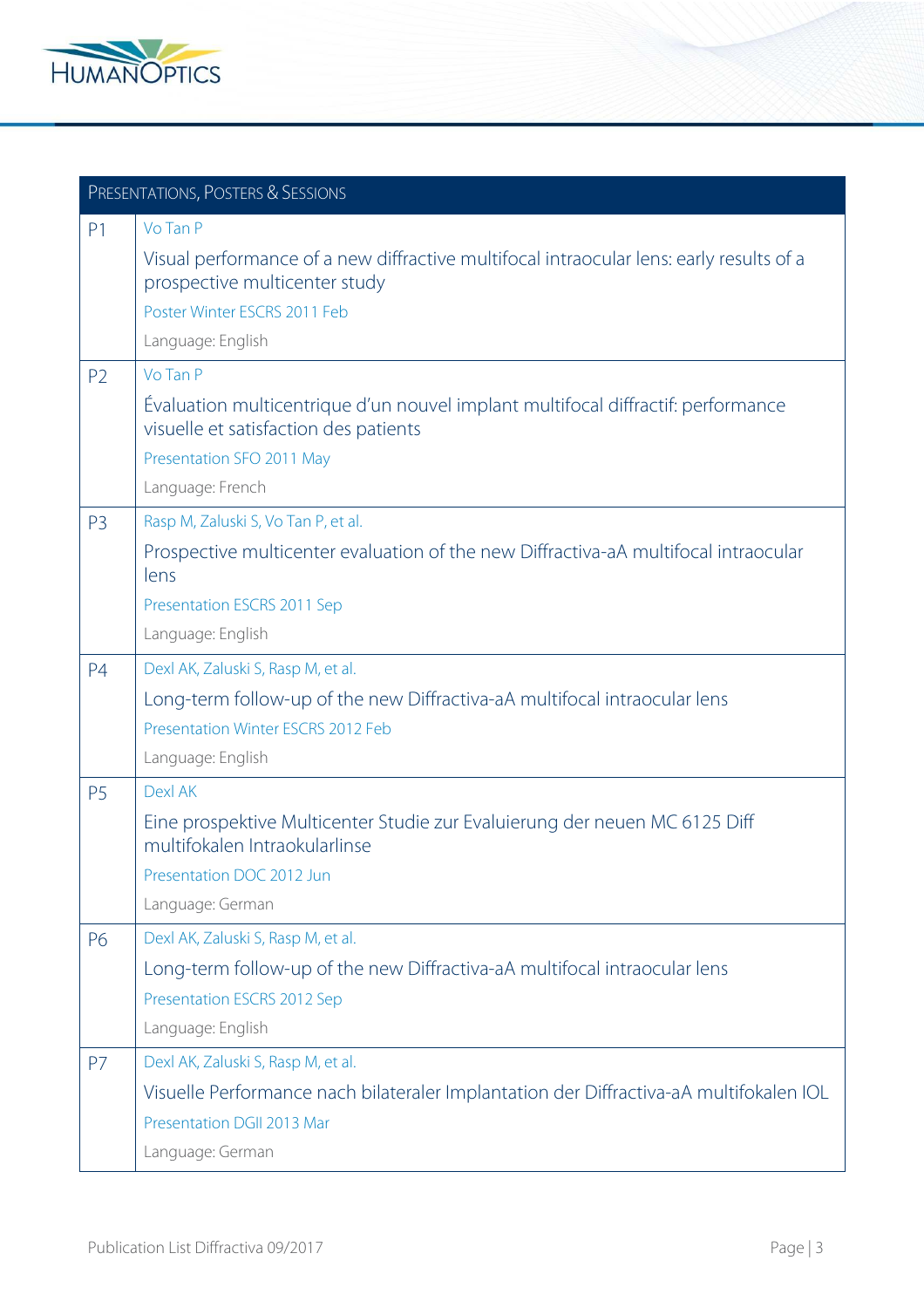| Presentations, Posters & Sessions | |
|---|---|
| P1 | Vo Tan P<br>Visual performance of a new diffractive multifocal intraocular lens: early results of a prospective multicenter study<br>Poster Winter ESCRS 2011 Feb<br>Language: English |
| P2 | Vo Tan P<br>Évaluation multicentrique d'un nouvel implant multifocal diffractif: performance visuelle et satisfaction des patients<br>Presentation SFO 2011 May<br>Language: French |
| P3 | Rasp M, Zaluski S, Vo Tan P, et al.<br>Prospective multicenter evaluation of the new Diffractiva-aA multifocal intraocular lens<br>Presentation ESCRS 2011 Sep<br>Language: English |
| P4 | Dexl AK, Zaluski S, Rasp M, et al.<br>Long-term follow-up of the new Diffractiva-aA multifocal intraocular lens<br>Presentation Winter ESCRS 2012 Feb<br>Language: English |
| P5 | Dexl AK<br>Eine prospektive Multicenter Studie zur Evaluierung der neuen MC 6125 Diff multifokalen Intraokularlinse<br>Presentation DOC 2012 Jun<br>Language: German |
| P6 | Dexl AK, Zaluski S, Rasp M, et al.<br>Long-term follow-up of the new Diffractiva-aA multifocal intraocular lens<br>Presentation ESCRS 2012 Sep<br>Language: English |
| P7 | Dexl AK, Zaluski S, Rasp M, et al.<br>Visuelle Performance nach bilateraler Implantation der Diffractiva-aA multifokalen IOL<br>Presentation DGII 2013 Mar<br>Language: German |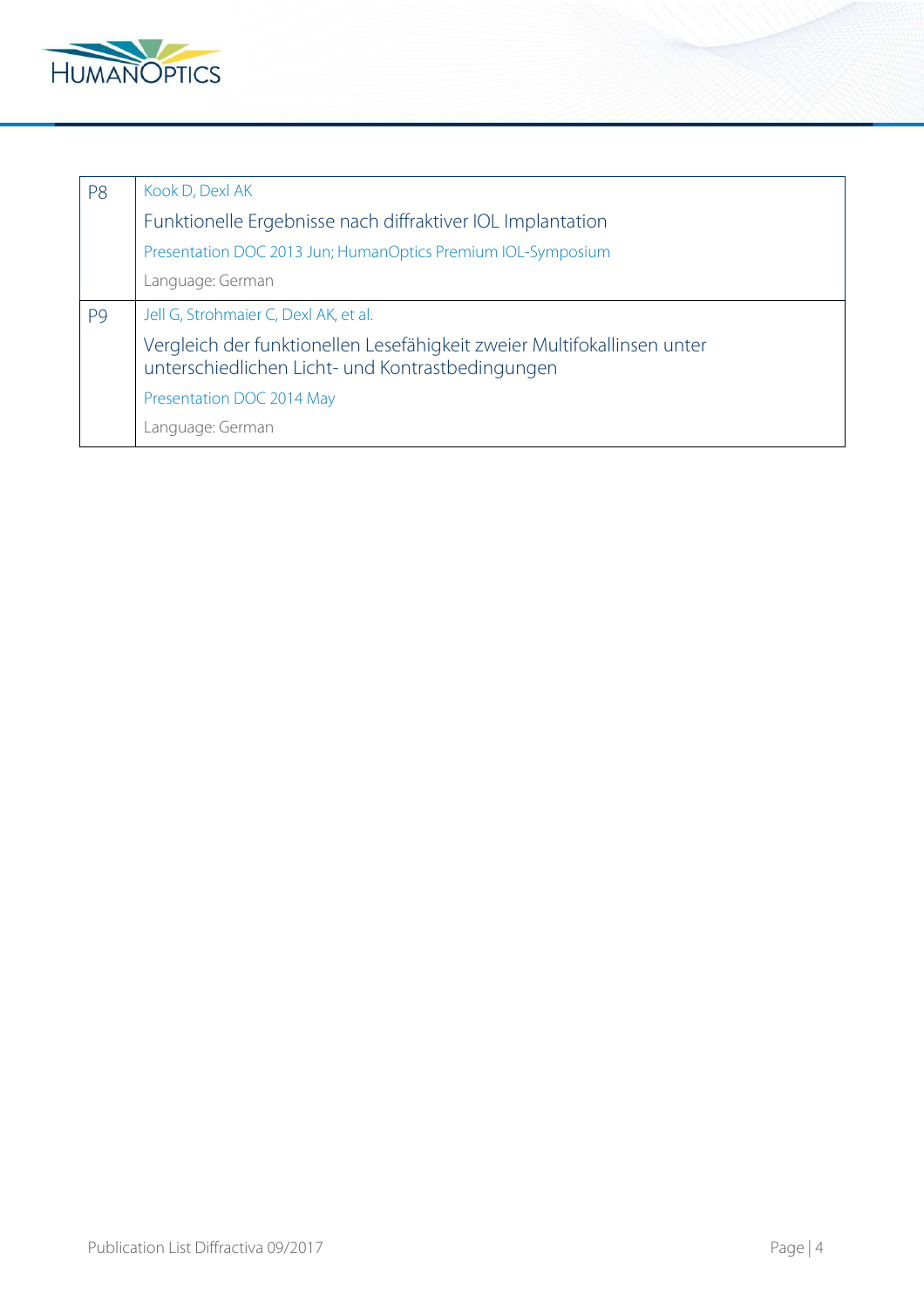| | |
|---|---|
| P8 | Kook D, Dexl AK<br>Funktionelle Ergebnisse nach diffraktiver IOL Implantation<br>Presentation DOC 2013 Jun; HumanOptics Premium IOL-Symposium<br>Language: German |
| P9 | Jell G, Strohmaier C, Dexl AK, et al.<br>Vergleich der funktionellen Lesefähigkeit zweier Multifokallinsen unter unterschiedlichen Licht- und Kontrastbedingungen<br>Presentation DOC 2014 May<br>Language: German |